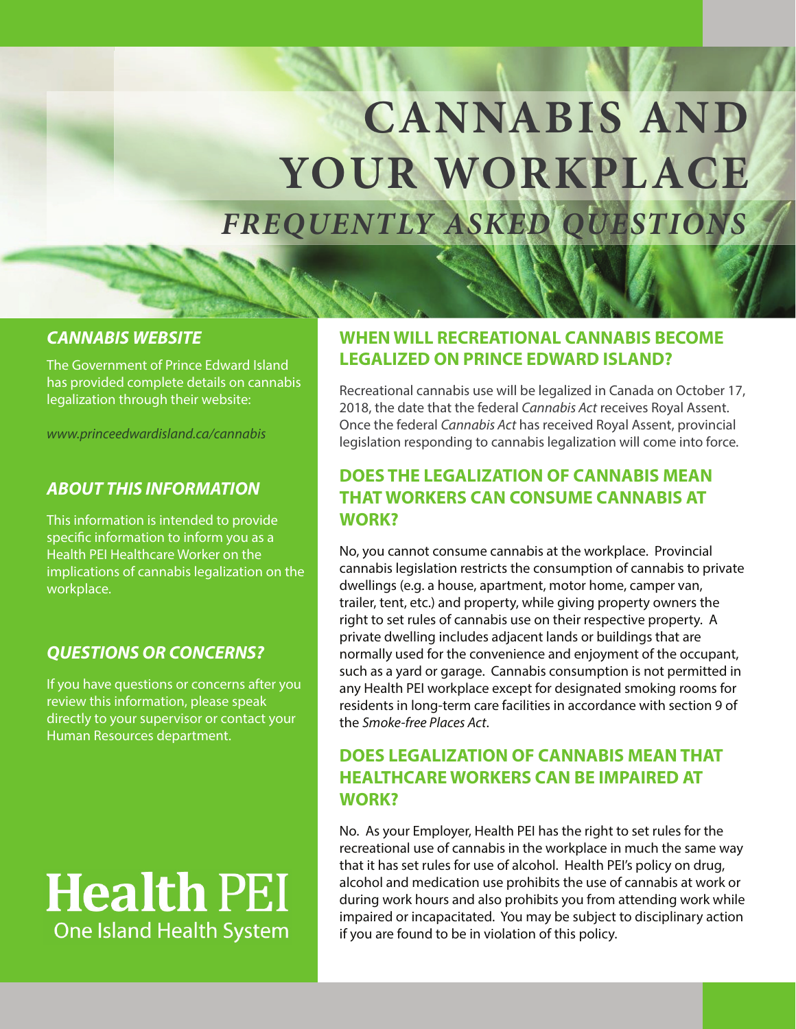# CANNABIS AND YOUR WORKPLACE

## *FREQUENTLY ASKED QUESTIONS*

### *CANNABIS WEBSITE*

The Government of Prince Edward Island has provided complete details on cannabis legalization through their website:

*www.princeedwardisland.ca/cannabis*

### *ABOUT THIS INFORMATION*

This information is intended to provide specific information to inform you as a Health PEI Healthcare Worker on the implications of cannabis legalization on the workplace.

### *QUESTIONS OR CONCERNS?*

If you have questions or concerns after you review this information, please speak directly to your supervisor or contact your Human Resources department.

**Health PEI**
One Island Health System

### WHEN WILL RECREATIONAL CANNABIS BECOME LEGALIZED ON PRINCE EDWARD ISLAND?

Recreational cannabis use will be legalized in Canada on October 17, 2018, the date that the federal *Cannabis Act* receives Royal Assent. Once the federal *Cannabis Act* has received Royal Assent, provincial legislation responding to cannabis legalization will come into force.

### DOES THE LEGALIZATION OF CANNABIS MEAN THAT WORKERS CAN CONSUME CANNABIS AT WORK?

No, you cannot consume cannabis at the workplace. Provincial cannabis legislation restricts the consumption of cannabis to private dwellings (e.g. a house, apartment, motor home, camper van, trailer, tent, etc.) and property, while giving property owners the right to set rules of cannabis use on their respective property. A private dwelling includes adjacent lands or buildings that are normally used for the convenience and enjoyment of the occupant, such as a yard or garage. Cannabis consumption is not permitted in any Health PEI workplace except for designated smoking rooms for residents in long-term care facilities in accordance with section 9 of the *Smoke-free Places Act*.

### DOES LEGALIZATION OF CANNABIS MEAN THAT HEALTHCARE WORKERS CAN BE IMPAIRED AT WORK?

No. As your Employer, Health PEI has the right to set rules for the recreational use of cannabis in the workplace in much the same way that it has set rules for use of alcohol. Health PEI's policy on drug, alcohol and medication use prohibits the use of cannabis at work or during work hours and also prohibits you from attending work while impaired or incapacitated. You may be subject to disciplinary action if you are found to be in violation of this policy.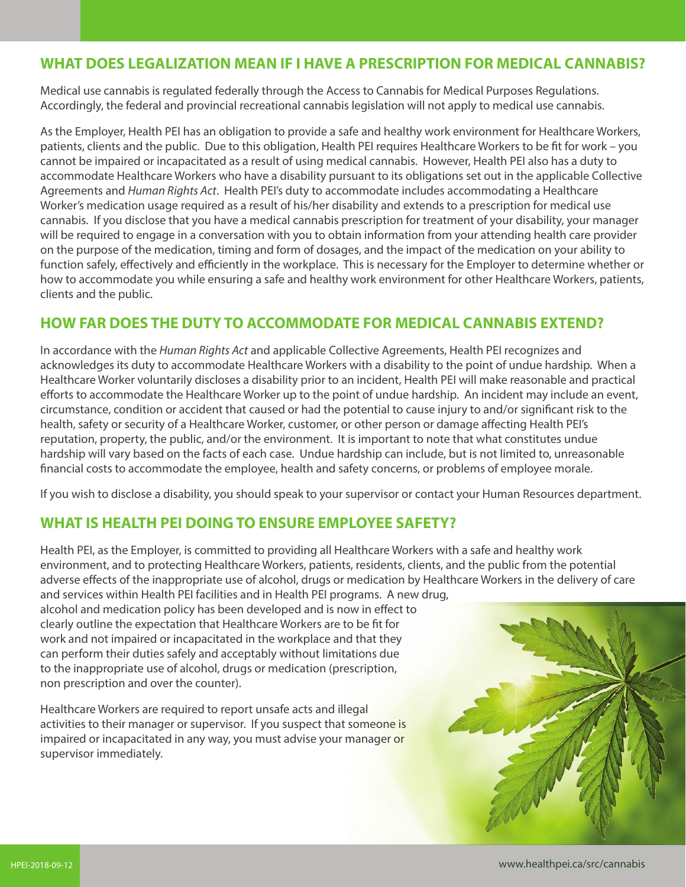## WHAT DOES LEGALIZATION MEAN IF I HAVE A PRESCRIPTION FOR MEDICAL CANNABIS?

Medical use cannabis is regulated federally through the Access to Cannabis for Medical Purposes Regulations. Accordingly, the federal and provincial recreational cannabis legislation will not apply to medical use cannabis.

As the Employer, Health PEI has an obligation to provide a safe and healthy work environment for Healthcare Workers, patients, clients and the public. Due to this obligation, Health PEI requires Healthcare Workers to be fit for work – you cannot be impaired or incapacitated as a result of using medical cannabis. However, Health PEI also has a duty to accommodate Healthcare Workers who have a disability pursuant to its obligations set out in the applicable Collective Agreements and *Human Rights Act*. Health PEI's duty to accommodate includes accommodating a Healthcare Worker's medication usage required as a result of his/her disability and extends to a prescription for medical use cannabis. If you disclose that you have a medical cannabis prescription for treatment of your disability, your manager will be required to engage in a conversation with you to obtain information from your attending health care provider on the purpose of the medication, timing and form of dosages, and the impact of the medication on your ability to function safely, effectively and efficiently in the workplace. This is necessary for the Employer to determine whether or how to accommodate you while ensuring a safe and healthy work environment for other Healthcare Workers, patients, clients and the public.

## HOW FAR DOES THE DUTY TO ACCOMMODATE FOR MEDICAL CANNABIS EXTEND?

In accordance with the *Human Rights Act* and applicable Collective Agreements, Health PEI recognizes and acknowledges its duty to accommodate Healthcare Workers with a disability to the point of undue hardship. When a Healthcare Worker voluntarily discloses a disability prior to an incident, Health PEI will make reasonable and practical efforts to accommodate the Healthcare Worker up to the point of undue hardship. An incident may include an event, circumstance, condition or accident that caused or had the potential to cause injury to and/or significant risk to the health, safety or security of a Healthcare Worker, customer, or other person or damage affecting Health PEI's reputation, property, the public, and/or the environment. It is important to note that what constitutes undue hardship will vary based on the facts of each case. Undue hardship can include, but is not limited to, unreasonable financial costs to accommodate the employee, health and safety concerns, or problems of employee morale.

If you wish to disclose a disability, you should speak to your supervisor or contact your Human Resources department.

## WHAT IS HEALTH PEI DOING TO ENSURE EMPLOYEE SAFETY?

Health PEI, as the Employer, is committed to providing all Healthcare Workers with a safe and healthy work environment, and to protecting Healthcare Workers, patients, residents, clients, and the public from the potential adverse effects of the inappropriate use of alcohol, drugs or medication by Healthcare Workers in the delivery of care and services within Health PEI facilities and in Health PEI programs. A new drug, alcohol and medication policy has been developed and is now in effect to clearly outline the expectation that Healthcare Workers are to be fit for work and not impaired or incapacitated in the workplace and that they can perform their duties safely and acceptably without limitations due to the inappropriate use of alcohol, drugs or medication (prescription, non prescription and over the counter).

Healthcare Workers are required to report unsafe acts and illegal activities to their manager or supervisor. If you suspect that someone is impaired or incapacitated in any way, you must advise your manager or supervisor immediately.

HPEI-2018-09-12

www.healthpei.ca/src/cannabis